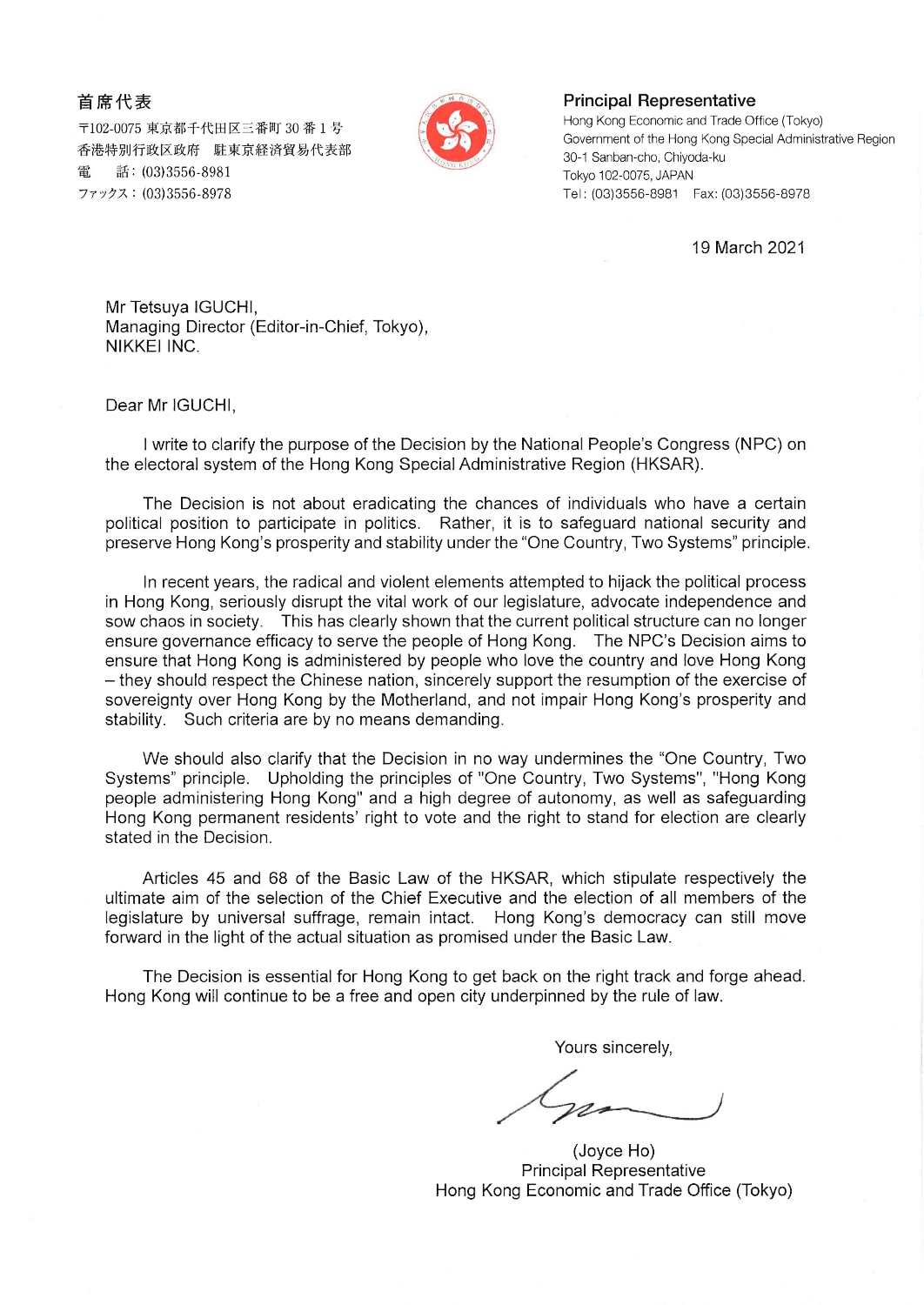首席代表
〒102-0075 東京都千代田区三番町 30 番 1 号
香港特別行政区政府　駐東京経済貿易代表部
電　　話：(03)3556-8981
ファックス：(03)3556-8978

**Principal Representative**
Hong Kong Economic and Trade Office (Tokyo)
Government of the Hong Kong Special Administrative Region
30-1 Sanban-cho, Chiyoda-ku
Tokyo 102-0075, JAPAN
Tel: (03)3556-8981　Fax: (03)3556-8978

19 March 2021

Mr Tetsuya IGUCHI,
Managing Director (Editor-in-Chief, Tokyo),
NIKKEI INC.

Dear Mr IGUCHI,

I write to clarify the purpose of the Decision by the National People's Congress (NPC) on the electoral system of the Hong Kong Special Administrative Region (HKSAR).

The Decision is not about eradicating the chances of individuals who have a certain political position to participate in politics. Rather, it is to safeguard national security and preserve Hong Kong's prosperity and stability under the "One Country, Two Systems" principle.

In recent years, the radical and violent elements attempted to hijack the political process in Hong Kong, seriously disrupt the vital work of our legislature, advocate independence and sow chaos in society. This has clearly shown that the current political structure can no longer ensure governance efficacy to serve the people of Hong Kong. The NPC's Decision aims to ensure that Hong Kong is administered by people who love the country and love Hong Kong – they should respect the Chinese nation, sincerely support the resumption of the exercise of sovereignty over Hong Kong by the Motherland, and not impair Hong Kong's prosperity and stability. Such criteria are by no means demanding.

We should also clarify that the Decision in no way undermines the "One Country, Two Systems" principle. Upholding the principles of "One Country, Two Systems", "Hong Kong people administering Hong Kong" and a high degree of autonomy, as well as safeguarding Hong Kong permanent residents' right to vote and the right to stand for election are clearly stated in the Decision.

Articles 45 and 68 of the Basic Law of the HKSAR, which stipulate respectively the ultimate aim of the selection of the Chief Executive and the election of all members of the legislature by universal suffrage, remain intact. Hong Kong's democracy can still move forward in the light of the actual situation as promised under the Basic Law.

The Decision is essential for Hong Kong to get back on the right track and forge ahead. Hong Kong will continue to be a free and open city underpinned by the rule of law.

Yours sincerely,

(Joyce Ho)
Principal Representative
Hong Kong Economic and Trade Office (Tokyo)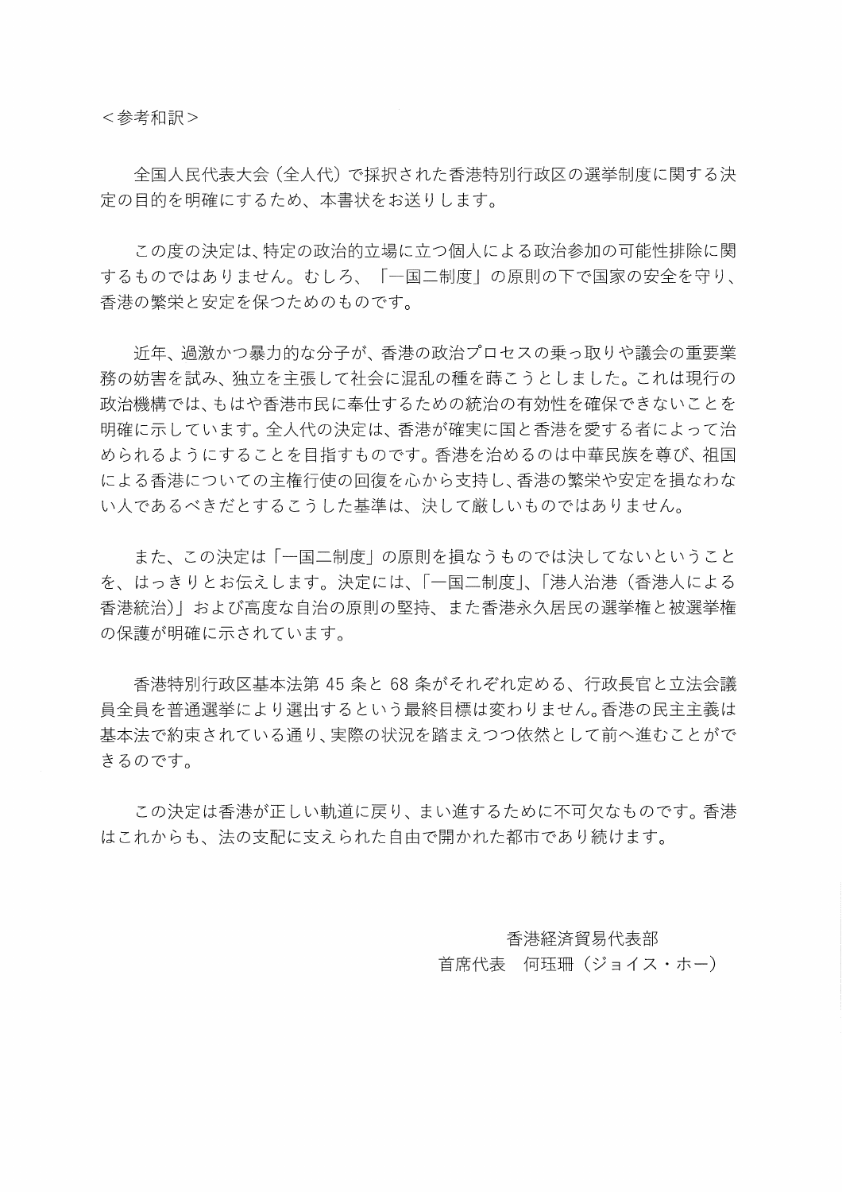＜参考和訳＞

全国人民代表大会（全人代）で採択された香港特別行政区の選挙制度に関する決定の目的を明確にするため、本書状をお送りします。

この度の決定は、特定の政治的立場に立つ個人による政治参加の可能性排除に関するものではありません。むしろ、「一国二制度」の原則の下で国家の安全を守り、香港の繁栄と安定を保つためのものです。

近年、過激かつ暴力的な分子が、香港の政治プロセスの乗っ取りや議会の重要業務の妨害を試み、独立を主張して社会に混乱の種を蒔こうとしました。これは現行の政治機構では、もはや香港市民に奉仕するための統治の有効性を確保できないことを明確に示しています。全人代の決定は、香港が確実に国と香港を愛する者によって治められるようにすることを目指すものです。香港を治めるのは中華民族を尊び、祖国による香港についての主権行使の回復を心から支持し、香港の繁栄や安定を損なわない人であるべきだとするこうした基準は、決して厳しいものではありません。

また、この決定は「一国二制度」の原則を損なうものでは決してないということを、はっきりとお伝えします。決定には、「一国二制度」、「港人治港（香港人による香港統治）」および高度な自治の原則の堅持、また香港永久居民の選挙権と被選挙権の保護が明確に示されています。

香港特別行政区基本法第 45 条と 68 条がそれぞれ定める、行政長官と立法会議員全員を普通選挙により選出するという最終目標は変わりません。香港の民主主義は基本法で約束されている通り、実際の状況を踏まえつつ依然として前へ進むことができるのです。

この決定は香港が正しい軌道に戻り、まい進するために不可欠なものです。香港はこれからも、法の支配に支えられた自由で開かれた都市であり続けます。

香港経済貿易代表部
首席代表　何珏珊（ジョイス・ホー）